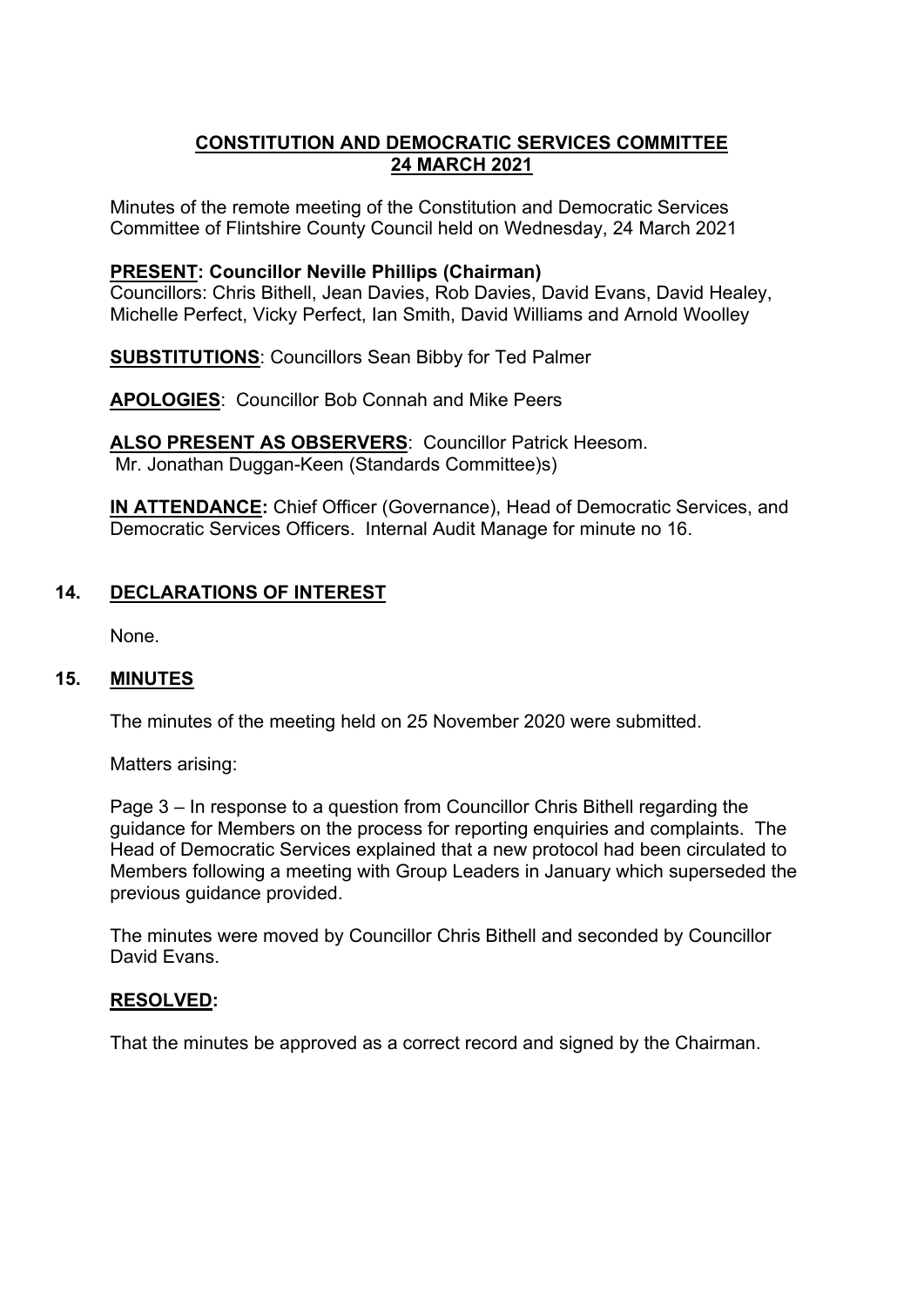# CONSTITUTION AND DEMOCRATIC SERVICES COMMITTEE
# 24 MARCH 2021

Minutes of the remote meeting of the Constitution and Democratic Services Committee of Flintshire County Council held on Wednesday, 24 March 2021

**PRESENT: Councillor Neville Phillips (Chairman)**
Councillors: Chris Bithell, Jean Davies, Rob Davies, David Evans, David Healey, Michelle Perfect, Vicky Perfect, Ian Smith, David Williams and Arnold Woolley

**SUBSTITUTIONS**: Councillors Sean Bibby for Ted Palmer

**APOLOGIES**: Councillor Bob Connah and Mike Peers

**ALSO PRESENT AS OBSERVERS**: Councillor Patrick Heesom.
Mr. Jonathan Duggan-Keen (Standards Committee)s)

**IN ATTENDANCE:** Chief Officer (Governance), Head of Democratic Services, and Democratic Services Officers. Internal Audit Manage for minute no 16.

## 14. DECLARATIONS OF INTEREST

None.

## 15. MINUTES

The minutes of the meeting held on 25 November 2020 were submitted.

Matters arising:

Page 3 – In response to a question from Councillor Chris Bithell regarding the guidance for Members on the process for reporting enquiries and complaints. The Head of Democratic Services explained that a new protocol had been circulated to Members following a meeting with Group Leaders in January which superseded the previous guidance provided.

The minutes were moved by Councillor Chris Bithell and seconded by Councillor David Evans.

**RESOLVED:**

That the minutes be approved as a correct record and signed by the Chairman.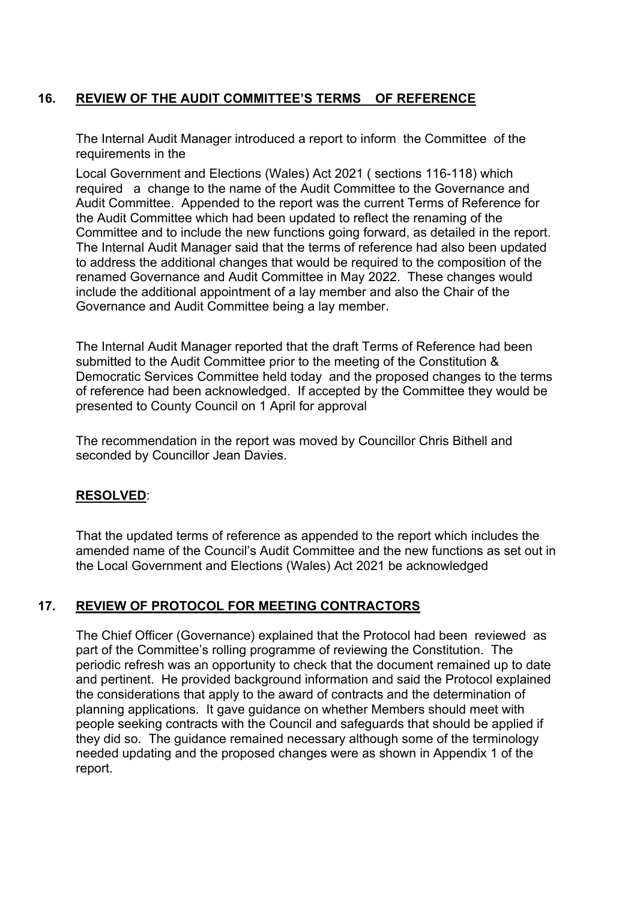## 16. REVIEW OF THE AUDIT COMMITTEE'S TERMS OF REFERENCE

The Internal Audit Manager introduced a report to inform the Committee of the requirements in the

Local Government and Elections (Wales) Act 2021 ( sections 116-118) which required a change to the name of the Audit Committee to the Governance and Audit Committee. Appended to the report was the current Terms of Reference for the Audit Committee which had been updated to reflect the renaming of the Committee and to include the new functions going forward, as detailed in the report. The Internal Audit Manager said that the terms of reference had also been updated to address the additional changes that would be required to the composition of the renamed Governance and Audit Committee in May 2022. These changes would include the additional appointment of a lay member and also the Chair of the Governance and Audit Committee being a lay member.

The Internal Audit Manager reported that the draft Terms of Reference had been submitted to the Audit Committee prior to the meeting of the Constitution & Democratic Services Committee held today and the proposed changes to the terms of reference had been acknowledged. If accepted by the Committee they would be presented to County Council on 1 April for approval

The recommendation in the report was moved by Councillor Chris Bithell and seconded by Councillor Jean Davies.

**RESOLVED**:

That the updated terms of reference as appended to the report which includes the amended name of the Council's Audit Committee and the new functions as set out in the Local Government and Elections (Wales) Act 2021 be acknowledged

## 17. REVIEW OF PROTOCOL FOR MEETING CONTRACTORS

The Chief Officer (Governance) explained that the Protocol had been reviewed as part of the Committee's rolling programme of reviewing the Constitution. The periodic refresh was an opportunity to check that the document remained up to date and pertinent. He provided background information and said the Protocol explained the considerations that apply to the award of contracts and the determination of planning applications. It gave guidance on whether Members should meet with people seeking contracts with the Council and safeguards that should be applied if they did so. The guidance remained necessary although some of the terminology needed updating and the proposed changes were as shown in Appendix 1 of the report.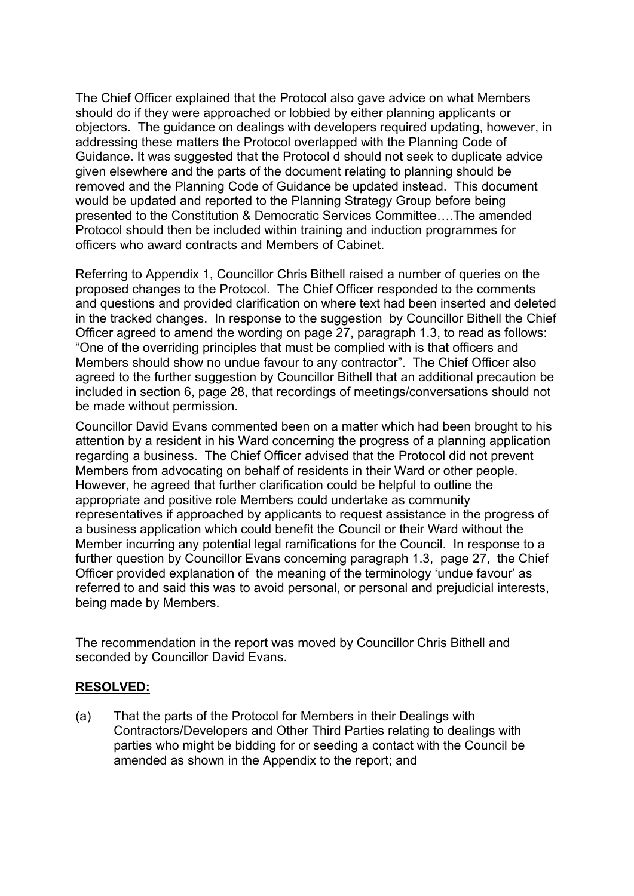The Chief Officer explained that the Protocol also gave advice on what Members should do if they were approached or lobbied by either planning applicants or objectors. The guidance on dealings with developers required updating, however, in addressing these matters the Protocol overlapped with the Planning Code of Guidance. It was suggested that the Protocol d should not seek to duplicate advice given elsewhere and the parts of the document relating to planning should be removed and the Planning Code of Guidance be updated instead. This document would be updated and reported to the Planning Strategy Group before being presented to the Constitution & Democratic Services Committee….The amended Protocol should then be included within training and induction programmes for officers who award contracts and Members of Cabinet.

Referring to Appendix 1, Councillor Chris Bithell raised a number of queries on the proposed changes to the Protocol. The Chief Officer responded to the comments and questions and provided clarification on where text had been inserted and deleted in the tracked changes. In response to the suggestion by Councillor Bithell the Chief Officer agreed to amend the wording on page 27, paragraph 1.3, to read as follows: "One of the overriding principles that must be complied with is that officers and Members should show no undue favour to any contractor". The Chief Officer also agreed to the further suggestion by Councillor Bithell that an additional precaution be included in section 6, page 28, that recordings of meetings/conversations should not be made without permission.

Councillor David Evans commented been on a matter which had been brought to his attention by a resident in his Ward concerning the progress of a planning application regarding a business. The Chief Officer advised that the Protocol did not prevent Members from advocating on behalf of residents in their Ward or other people. However, he agreed that further clarification could be helpful to outline the appropriate and positive role Members could undertake as community representatives if approached by applicants to request assistance in the progress of a business application which could benefit the Council or their Ward without the Member incurring any potential legal ramifications for the Council. In response to a further question by Councillor Evans concerning paragraph 1.3, page 27, the Chief Officer provided explanation of the meaning of the terminology 'undue favour' as referred to and said this was to avoid personal, or personal and prejudicial interests, being made by Members.

The recommendation in the report was moved by Councillor Chris Bithell and seconded by Councillor David Evans.

**RESOLVED:**

(a) That the parts of the Protocol for Members in their Dealings with Contractors/Developers and Other Third Parties relating to dealings with parties who might be bidding for or seeding a contact with the Council be amended as shown in the Appendix to the report; and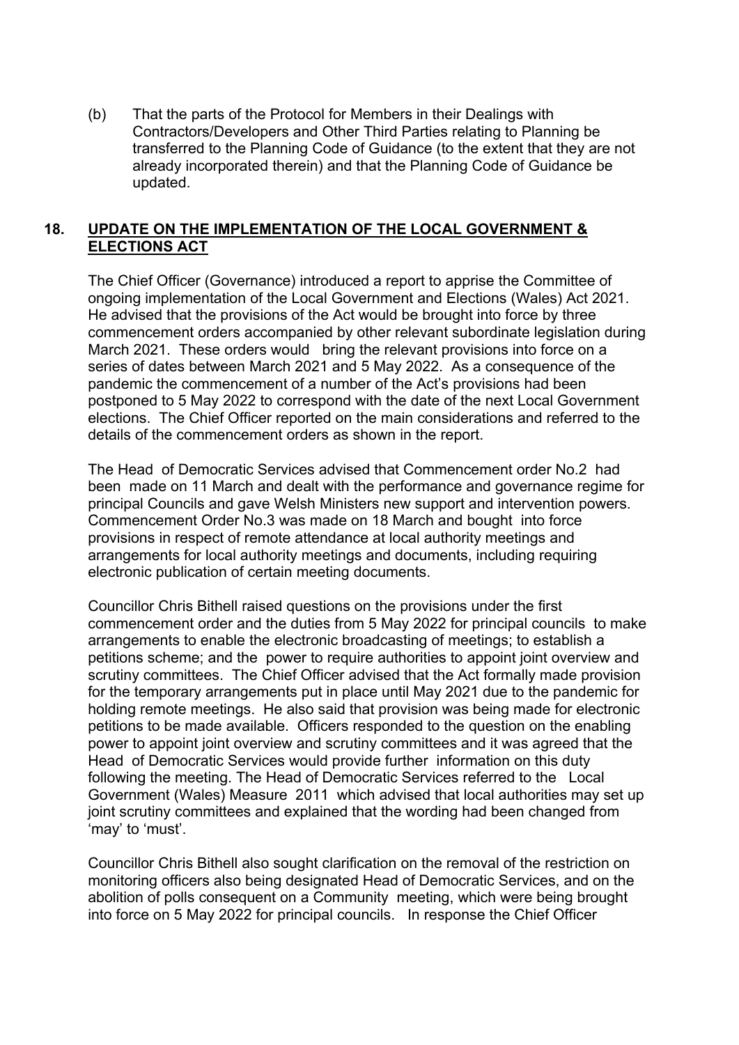(b) That the parts of the Protocol for Members in their Dealings with Contractors/Developers and Other Third Parties relating to Planning be transferred to the Planning Code of Guidance (to the extent that they are not already incorporated therein) and that the Planning Code of Guidance be updated.

## 18. UPDATE ON THE IMPLEMENTATION OF THE LOCAL GOVERNMENT & ELECTIONS ACT

The Chief Officer (Governance) introduced a report to apprise the Committee of ongoing implementation of the Local Government and Elections (Wales) Act 2021. He advised that the provisions of the Act would be brought into force by three commencement orders accompanied by other relevant subordinate legislation during March 2021. These orders would bring the relevant provisions into force on a series of dates between March 2021 and 5 May 2022. As a consequence of the pandemic the commencement of a number of the Act's provisions had been postponed to 5 May 2022 to correspond with the date of the next Local Government elections. The Chief Officer reported on the main considerations and referred to the details of the commencement orders as shown in the report.

The Head of Democratic Services advised that Commencement order No.2 had been made on 11 March and dealt with the performance and governance regime for principal Councils and gave Welsh Ministers new support and intervention powers. Commencement Order No.3 was made on 18 March and bought into force provisions in respect of remote attendance at local authority meetings and arrangements for local authority meetings and documents, including requiring electronic publication of certain meeting documents.

Councillor Chris Bithell raised questions on the provisions under the first commencement order and the duties from 5 May 2022 for principal councils to make arrangements to enable the electronic broadcasting of meetings; to establish a petitions scheme; and the power to require authorities to appoint joint overview and scrutiny committees. The Chief Officer advised that the Act formally made provision for the temporary arrangements put in place until May 2021 due to the pandemic for holding remote meetings. He also said that provision was being made for electronic petitions to be made available. Officers responded to the question on the enabling power to appoint joint overview and scrutiny committees and it was agreed that the Head of Democratic Services would provide further information on this duty following the meeting. The Head of Democratic Services referred to the Local Government (Wales) Measure 2011 which advised that local authorities may set up joint scrutiny committees and explained that the wording had been changed from 'may' to 'must'.

Councillor Chris Bithell also sought clarification on the removal of the restriction on monitoring officers also being designated Head of Democratic Services, and on the abolition of polls consequent on a Community meeting, which were being brought into force on 5 May 2022 for principal councils. In response the Chief Officer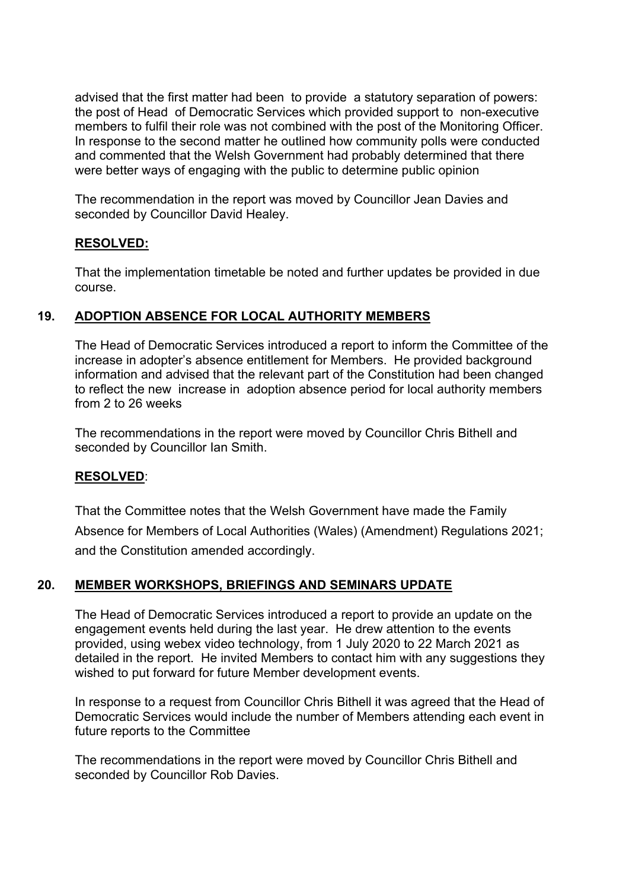advised that the first matter had been to provide a statutory separation of powers: the post of Head of Democratic Services which provided support to non-executive members to fulfil their role was not combined with the post of the Monitoring Officer. In response to the second matter he outlined how community polls were conducted and commented that the Welsh Government had probably determined that there were better ways of engaging with the public to determine public opinion

The recommendation in the report was moved by Councillor Jean Davies and seconded by Councillor David Healey.

**RESOLVED:**

That the implementation timetable be noted and further updates be provided in due course.

## 19. ADOPTION ABSENCE FOR LOCAL AUTHORITY MEMBERS

The Head of Democratic Services introduced a report to inform the Committee of the increase in adopter's absence entitlement for Members. He provided background information and advised that the relevant part of the Constitution had been changed to reflect the new increase in adoption absence period for local authority members from 2 to 26 weeks

The recommendations in the report were moved by Councillor Chris Bithell and seconded by Councillor Ian Smith.

**RESOLVED**:

That the Committee notes that the Welsh Government have made the Family Absence for Members of Local Authorities (Wales) (Amendment) Regulations 2021; and the Constitution amended accordingly.

## 20. MEMBER WORKSHOPS, BRIEFINGS AND SEMINARS UPDATE

The Head of Democratic Services introduced a report to provide an update on the engagement events held during the last year. He drew attention to the events provided, using webex video technology, from 1 July 2020 to 22 March 2021 as detailed in the report. He invited Members to contact him with any suggestions they wished to put forward for future Member development events.

In response to a request from Councillor Chris Bithell it was agreed that the Head of Democratic Services would include the number of Members attending each event in future reports to the Committee

The recommendations in the report were moved by Councillor Chris Bithell and seconded by Councillor Rob Davies.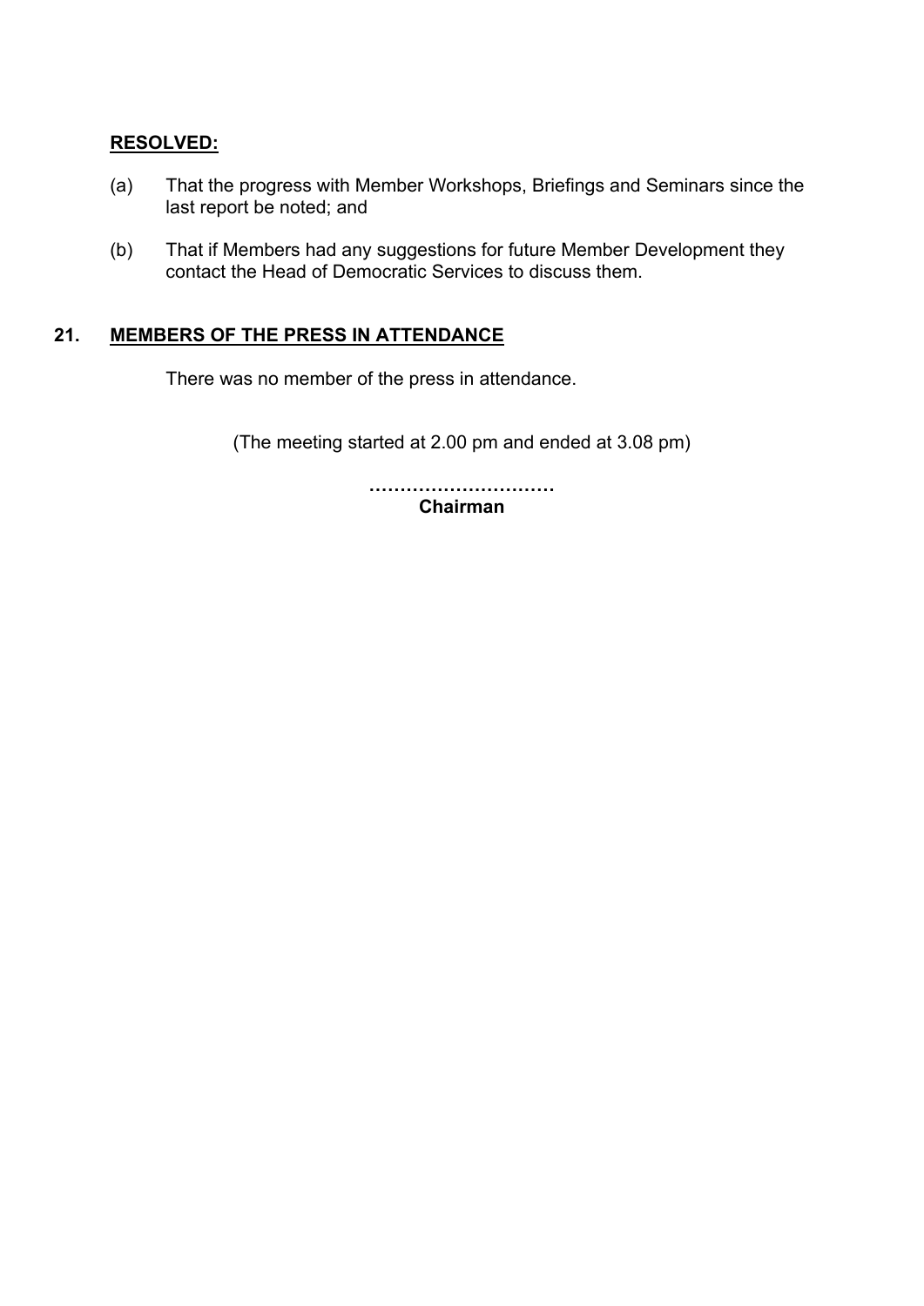**RESOLVED:**

(a) That the progress with Member Workshops, Briefings and Seminars since the last report be noted; and

(b) That if Members had any suggestions for future Member Development they contact the Head of Democratic Services to discuss them.

## 21. MEMBERS OF THE PRESS IN ATTENDANCE

There was no member of the press in attendance.

(The meeting started at 2.00 pm and ended at 3.08 pm)

…………………………
**Chairman**